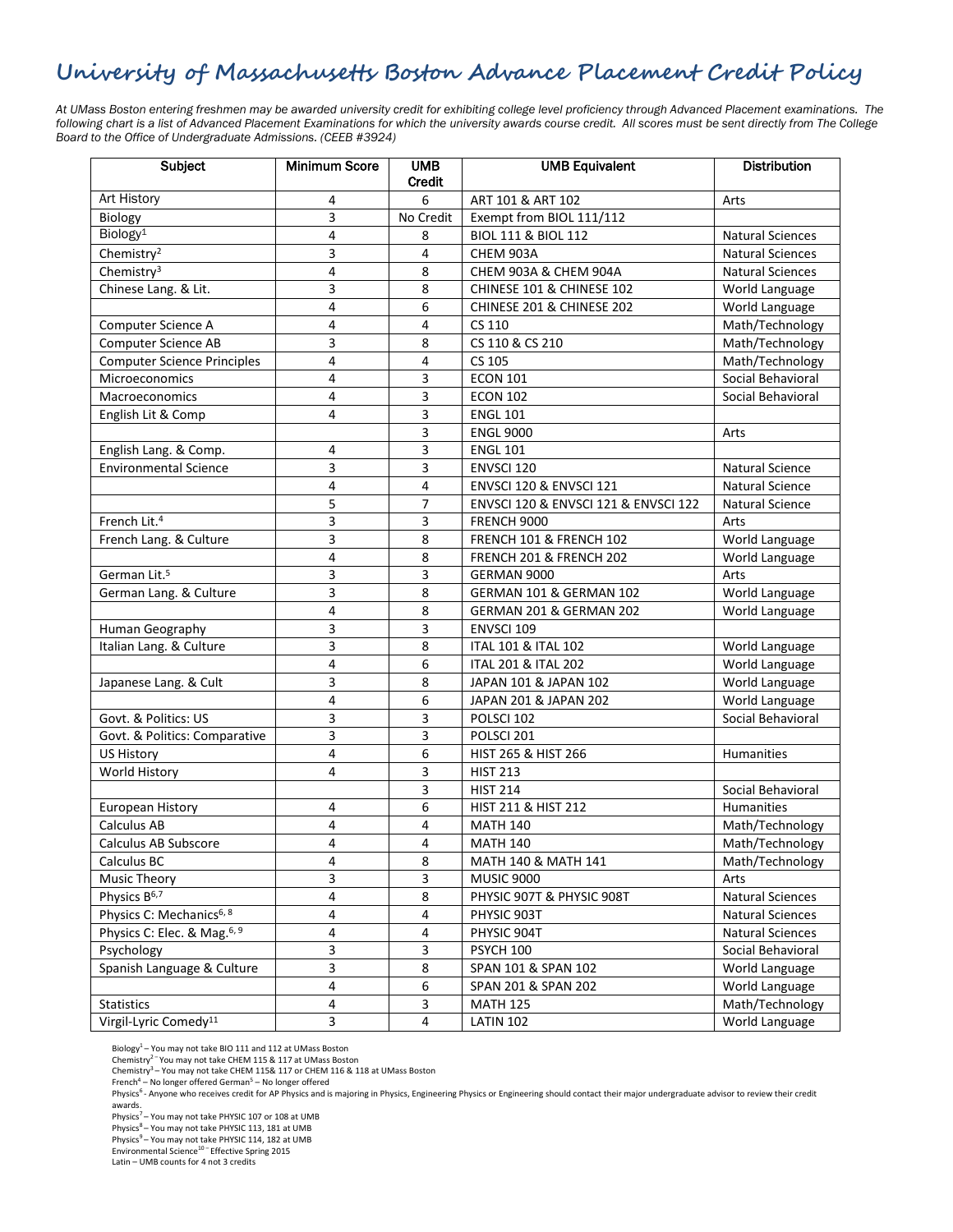# University of Massachusetts Boston Advance Placement Credit Policy

*At UMass Boston entering freshmen may be awarded university credit for exhibiting college level proficiency through Advanced Placement examinations. The following chart is a list of Advanced Placement Examinations for which the university awards course credit. All scores must be sent directly from The College Board to the Office of Undergraduate Admissions. (CEEB #3924)*

| Subject | Minimum Score | UMB Credit | UMB Equivalent | Distribution |
|---|---|---|---|---|
| Art History | 4 | 6 | ART 101 & ART 102 | Arts |
| Biology | 3 | No Credit | Exempt from BIOL 111/112 | |
| Biology[1] | 4 | 8 | BIOL 111 & BIOL 112 | Natural Sciences |
| Chemistry[2] | 3 | 4 | CHEM 903A | Natural Sciences |
| Chemistry[3] | 4 | 8 | CHEM 903A & CHEM 904A | Natural Sciences |
| Chinese Lang. & Lit. | 3 | 8 | CHINESE 101 & CHINESE 102 | World Language |
| | 4 | 6 | CHINESE 201 & CHINESE 202 | World Language |
| Computer Science A | 4 | 4 | CS 110 | Math/Technology |
| Computer Science AB | 3 | 8 | CS 110 & CS 210 | Math/Technology |
| Computer Science Principles | 4 | 4 | CS 105 | Math/Technology |
| Microeconomics | 4 | 3 | ECON 101 | Social Behavioral |
| Macroeconomics | 4 | 3 | ECON 102 | Social Behavioral |
| English Lit & Comp | 4 | 3 | ENGL 101 | |
| | | 3 | ENGL 9000 | Arts |
| English Lang. & Comp. | 4 | 3 | ENGL 101 | |
| Environmental Science | 3 | 3 | ENVSCI 120 | Natural Science |
| | 4 | 4 | ENVSCI 120 & ENVSCI 121 | Natural Science |
| | 5 | 7 | ENVSCI 120 & ENVSCI 121 & ENVSCI 122 | Natural Science |
| French Lit.[4] | 3 | 3 | FRENCH 9000 | Arts |
| French Lang. & Culture | 3 | 8 | FRENCH 101 & FRENCH 102 | World Language |
| | 4 | 8 | FRENCH 201 & FRENCH 202 | World Language |
| German Lit.[5] | 3 | 3 | GERMAN 9000 | Arts |
| German Lang. & Culture | 3 | 8 | GERMAN 101 & GERMAN 102 | World Language |
| | 4 | 8 | GERMAN 201 & GERMAN 202 | World Language |
| Human Geography | 3 | 3 | ENVSCI 109 | |
| Italian Lang. & Culture | 3 | 8 | ITAL 101 & ITAL 102 | World Language |
| | 4 | 6 | ITAL 201 & ITAL 202 | World Language |
| Japanese Lang. & Cult | 3 | 8 | JAPAN 101 & JAPAN 102 | World Language |
| | 4 | 6 | JAPAN 201 & JAPAN 202 | World Language |
| Govt. & Politics: US | 3 | 3 | POLSCI 102 | Social Behavioral |
| Govt. & Politics: Comparative | 3 | 3 | POLSCI 201 | |
| US History | 4 | 6 | HIST 265 & HIST 266 | Humanities |
| World History | 4 | 3 | HIST 213 | |
| | | 3 | HIST 214 | Social Behavioral |
| European History | 4 | 6 | HIST 211 & HIST 212 | Humanities |
| Calculus AB | 4 | 4 | MATH 140 | Math/Technology |
| Calculus AB Subscore | 4 | 4 | MATH 140 | Math/Technology |
| Calculus BC | 4 | 8 | MATH 140 & MATH 141 | Math/Technology |
| Music Theory | 3 | 3 | MUSIC 9000 | Arts |
| Physics B[6,7] | 4 | 8 | PHYSIC 907T & PHYSIC 908T | Natural Sciences |
| Physics C: Mechanics[6, 8] | 4 | 4 | PHYSIC 903T | Natural Sciences |
| Physics C: Elec. & Mag.[6, 9] | 4 | 4 | PHYSIC 904T | Natural Sciences |
| Psychology | 3 | 3 | PSYCH 100 | Social Behavioral |
| Spanish Language & Culture | 3 | 8 | SPAN 101 & SPAN 102 | World Language |
| | 4 | 6 | SPAN 201 & SPAN 202 | World Language |
| Statistics | 4 | 3 | MATH 125 | Math/Technology |
| Virgil-Lyric Comedy[11] | 3 | 4 | LATIN 102 | World Language |

Biology[1] – You may not take BIO 111 and 112 at UMass Boston
Chemistry[2] – You may not take CHEM 115 & 117 at UMass Boston
Chemistry[3] – You may not take CHEM 115& 117 or CHEM 116 & 118 at UMass Boston
French[4] – No longer offered German[5] – No longer offered
Physics[6] - Anyone who receives credit for AP Physics and is majoring in Physics, Engineering Physics or Engineering should contact their major undergraduate advisor to review their credit awards.
Physics[7] – You may not take PHYSIC 107 or 108 at UMB
Physics[8] – You may not take PHYSIC 113, 181 at UMB
Physics[9] – You may not take PHYSIC 114, 182 at UMB
Environmental Science[10] – Effective Spring 2015
Latin – UMB counts for 4 not 3 credits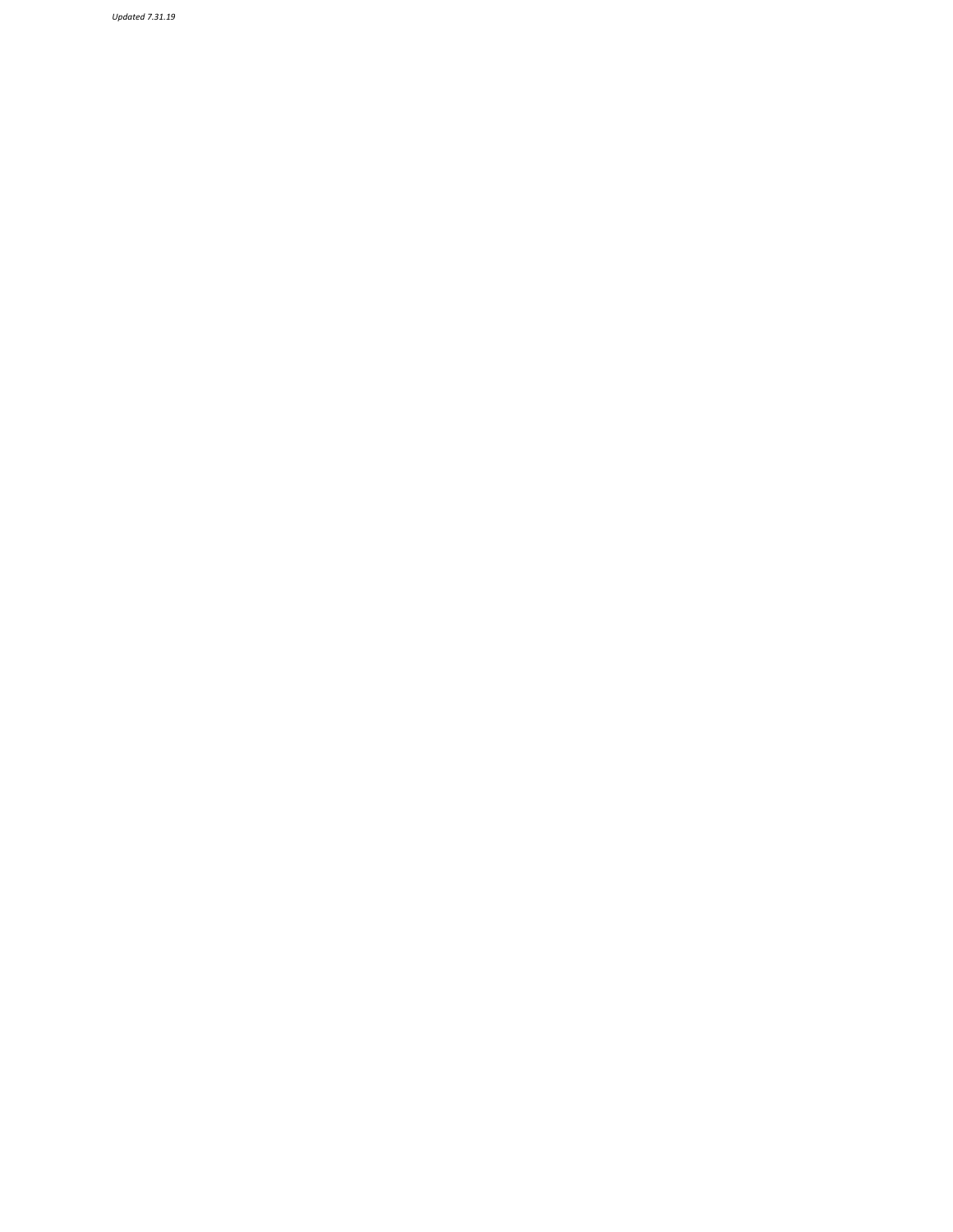*Updated 7.31.19*